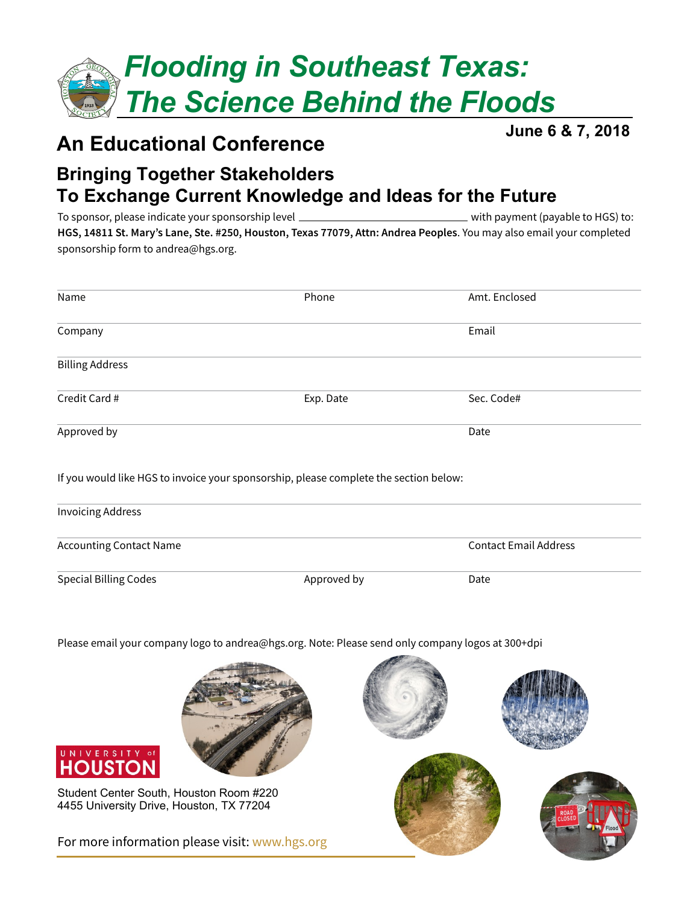# *Flooding in Southeast Texas: The Science Behind the Floods*

**June 6 & 7, 2018**

## An Educational Conference

### Bringing Together Stakeholders To Exchange Current Knowledge and Ideas for the Future

To sponsor, please indicate your sponsorship level ____________________________ with payment (payable to HGS) to: **HGS, 14811 St. Mary's Lane, Ste. #250, Houston, Texas 77079, Attn: Andrea Peoples**. You may also email your completed sponsorship form to andrea@hgs.org.

| Name | Phone | Amt. Enclosed |
|---|---|---|
| Company | | Email |
| Billing Address | | |
| Credit Card # | Exp. Date | Sec. Code# |
| Approved by | | Date |

If you would like HGS to invoice your sponsorship, please complete the section below:

| Invoicing Address | | |
|---|---|---|
| Accounting Contact Name | | Contact Email Address |
| Special Billing Codes | Approved by | Date |

Please email your company logo to andrea@hgs.org. Note: Please send only company logos at 300+dpi

UNIVERSITY of HOUSTON

Student Center South, Houston Room #220
4455 University Drive, Houston, TX 77204

For more information please visit: www.hgs.org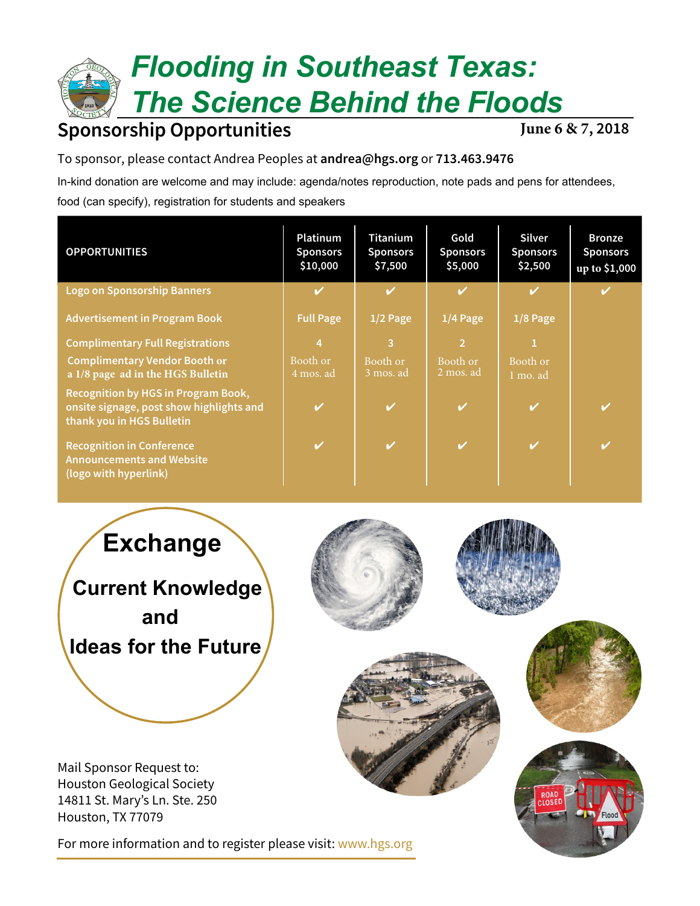# Flooding in Southeast Texas: The Science Behind the Floods

## Sponsorship Opportunities

**June 6 & 7, 2018**

To sponsor, please contact Andrea Peoples at **andrea@hgs.org** or **713.463.9476**

In-kind donation are welcome and may include: agenda/notes reproduction, note pads and pens for attendees, food (can specify), registration for students and speakers

| OPPORTUNITIES | Platinum Sponsors $10,000 | Titanium Sponsors $7,500 | Gold Sponsors $5,000 | Silver Sponsors $2,500 | Bronze Sponsors up to $1,000 |
|---|---|---|---|---|---|
| Logo on Sponsorship Banners | ✔ | ✔ | ✔ | ✔ | ✔ |
| Advertisement in Program Book | Full Page | 1/2 Page | 1/4 Page | 1/8 Page | |
| Complimentary Full Registrations | 4 | 3 | 2 | 1 | |
| Complimentary Vendor Booth or a 1/8 page ad in the HGS Bulletin | Booth or 4 mos. ad | Booth or 3 mos. ad | Booth or 2 mos. ad | Booth or 1 mo. ad | |
| Recognition by HGS in Program Book, onsite signage, post show highlights and thank you in HGS Bulletin | ✔ | ✔ | ✔ | ✔ | ✔ |
| Recognition in Conference Announcements and Website (logo with hyperlink) | ✔ | ✔ | ✔ | ✔ | ✔ |

**Exchange**

**Current Knowledge and Ideas for the Future**

Mail Sponsor Request to:
Houston Geological Society
14811 St. Mary's Ln. Ste. 250
Houston, TX 77079

For more information and to register please visit: www.hgs.org